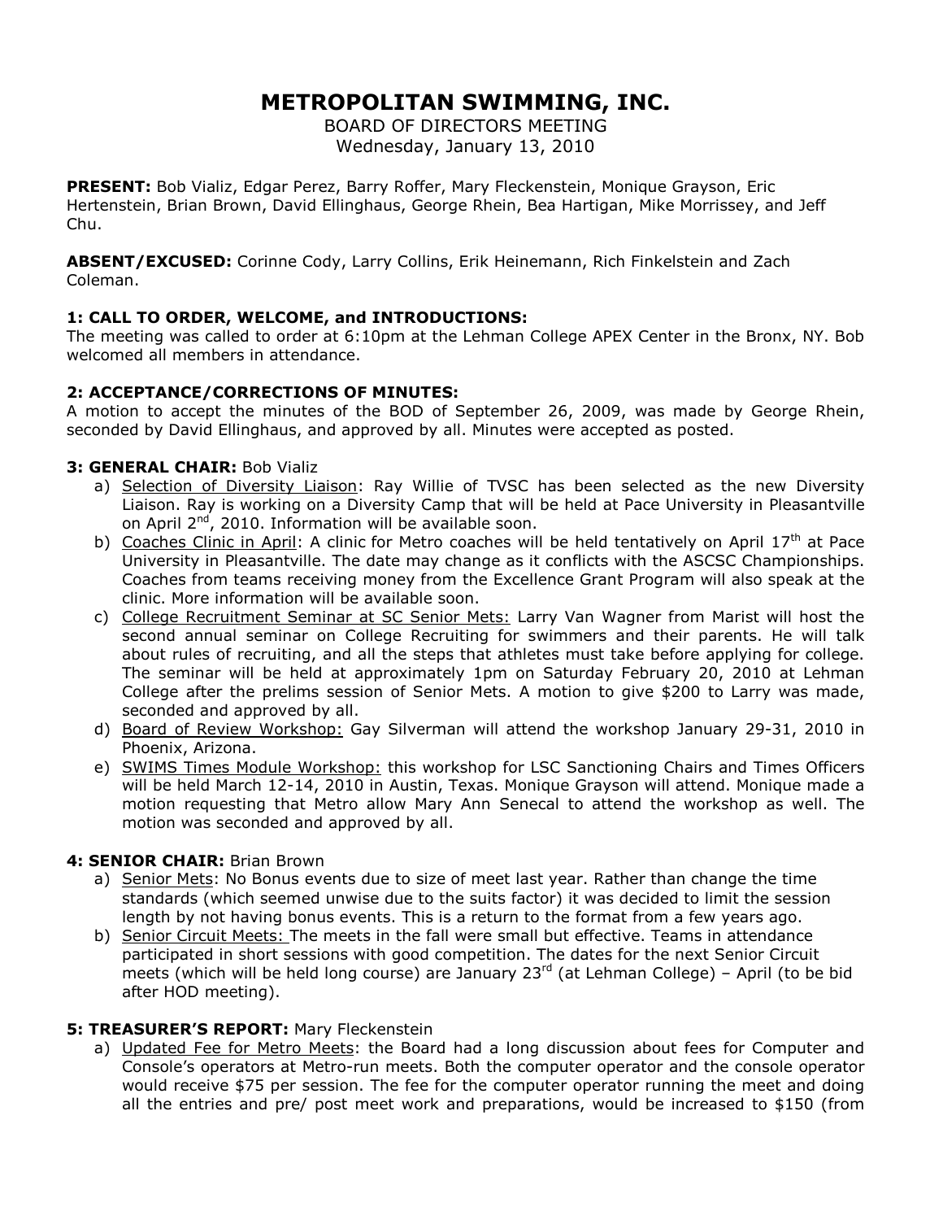# METROPOLITAN SWIMMING, INC.

BOARD OF DIRECTORS MEETING
Wednesday, January 13, 2010

**PRESENT:** Bob Vializ, Edgar Perez, Barry Roffer, Mary Fleckenstein, Monique Grayson, Eric Hertenstein, Brian Brown, David Ellinghaus, George Rhein, Bea Hartigan, Mike Morrissey, and Jeff Chu.

**ABSENT/EXCUSED:** Corinne Cody, Larry Collins, Erik Heinemann, Rich Finkelstein and Zach Coleman.

### 1: CALL TO ORDER, WELCOME, and INTRODUCTIONS:

The meeting was called to order at 6:10pm at the Lehman College APEX Center in the Bronx, NY. Bob welcomed all members in attendance.

### 2: ACCEPTANCE/CORRECTIONS OF MINUTES:

A motion to accept the minutes of the BOD of September 26, 2009, was made by George Rhein, seconded by David Ellinghaus, and approved by all. Minutes were accepted as posted.

### 3: GENERAL CHAIR: Bob Vializ

a) Selection of Diversity Liaison: Ray Willie of TVSC has been selected as the new Diversity Liaison. Ray is working on a Diversity Camp that will be held at Pace University in Pleasantville on April 2nd, 2010. Information will be available soon.
b) Coaches Clinic in April: A clinic for Metro coaches will be held tentatively on April 17th at Pace University in Pleasantville. The date may change as it conflicts with the ASCSC Championships. Coaches from teams receiving money from the Excellence Grant Program will also speak at the clinic. More information will be available soon.
c) College Recruitment Seminar at SC Senior Mets: Larry Van Wagner from Marist will host the second annual seminar on College Recruiting for swimmers and their parents. He will talk about rules of recruiting, and all the steps that athletes must take before applying for college. The seminar will be held at approximately 1pm on Saturday February 20, 2010 at Lehman College after the prelims session of Senior Mets. A motion to give $200 to Larry was made, seconded and approved by all.
d) Board of Review Workshop: Gay Silverman will attend the workshop January 29-31, 2010 in Phoenix, Arizona.
e) SWIMS Times Module Workshop: this workshop for LSC Sanctioning Chairs and Times Officers will be held March 12-14, 2010 in Austin, Texas. Monique Grayson will attend. Monique made a motion requesting that Metro allow Mary Ann Senecal to attend the workshop as well. The motion was seconded and approved by all.

### 4: SENIOR CHAIR: Brian Brown

a) Senior Mets: No Bonus events due to size of meet last year. Rather than change the time standards (which seemed unwise due to the suits factor) it was decided to limit the session length by not having bonus events. This is a return to the format from a few years ago.
b) Senior Circuit Meets: The meets in the fall were small but effective. Teams in attendance participated in short sessions with good competition. The dates for the next Senior Circuit meets (which will be held long course) are January 23rd (at Lehman College) – April (to be bid after HOD meeting).

### 5: TREASURER'S REPORT: Mary Fleckenstein

a) Updated Fee for Metro Meets: the Board had a long discussion about fees for Computer and Console's operators at Metro-run meets. Both the computer operator and the console operator would receive $75 per session. The fee for the computer operator running the meet and doing all the entries and pre/ post meet work and preparations, would be increased to $150 (from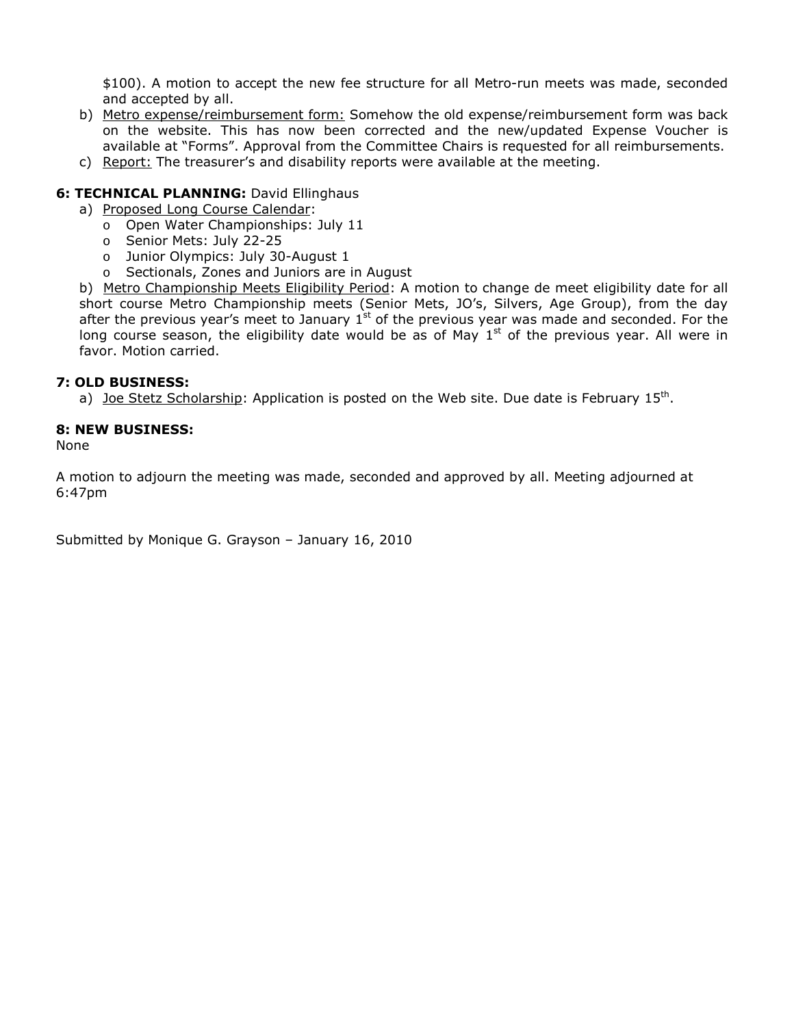$100). A motion to accept the new fee structure for all Metro-run meets was made, seconded and accepted by all.

b) Metro expense/reimbursement form: Somehow the old expense/reimbursement form was back on the website. This has now been corrected and the new/updated Expense Voucher is available at "Forms". Approval from the Committee Chairs is requested for all reimbursements.

c) Report: The treasurer's and disability reports were available at the meeting.

**6: TECHNICAL PLANNING:** David Ellinghaus

a) Proposed Long Course Calendar:
- Open Water Championships: July 11
- Senior Mets: July 22-25
- Junior Olympics: July 30-August 1
- Sectionals, Zones and Juniors are in August

b) Metro Championship Meets Eligibility Period: A motion to change de meet eligibility date for all short course Metro Championship meets (Senior Mets, JO's, Silvers, Age Group), from the day after the previous year's meet to January 1st of the previous year was made and seconded. For the long course season, the eligibility date would be as of May 1st of the previous year. All were in favor. Motion carried.

**7: OLD BUSINESS:**

a) Joe Stetz Scholarship: Application is posted on the Web site. Due date is February 15th.

**8: NEW BUSINESS:**

None

A motion to adjourn the meeting was made, seconded and approved by all. Meeting adjourned at 6:47pm

Submitted by Monique G. Grayson – January 16, 2010